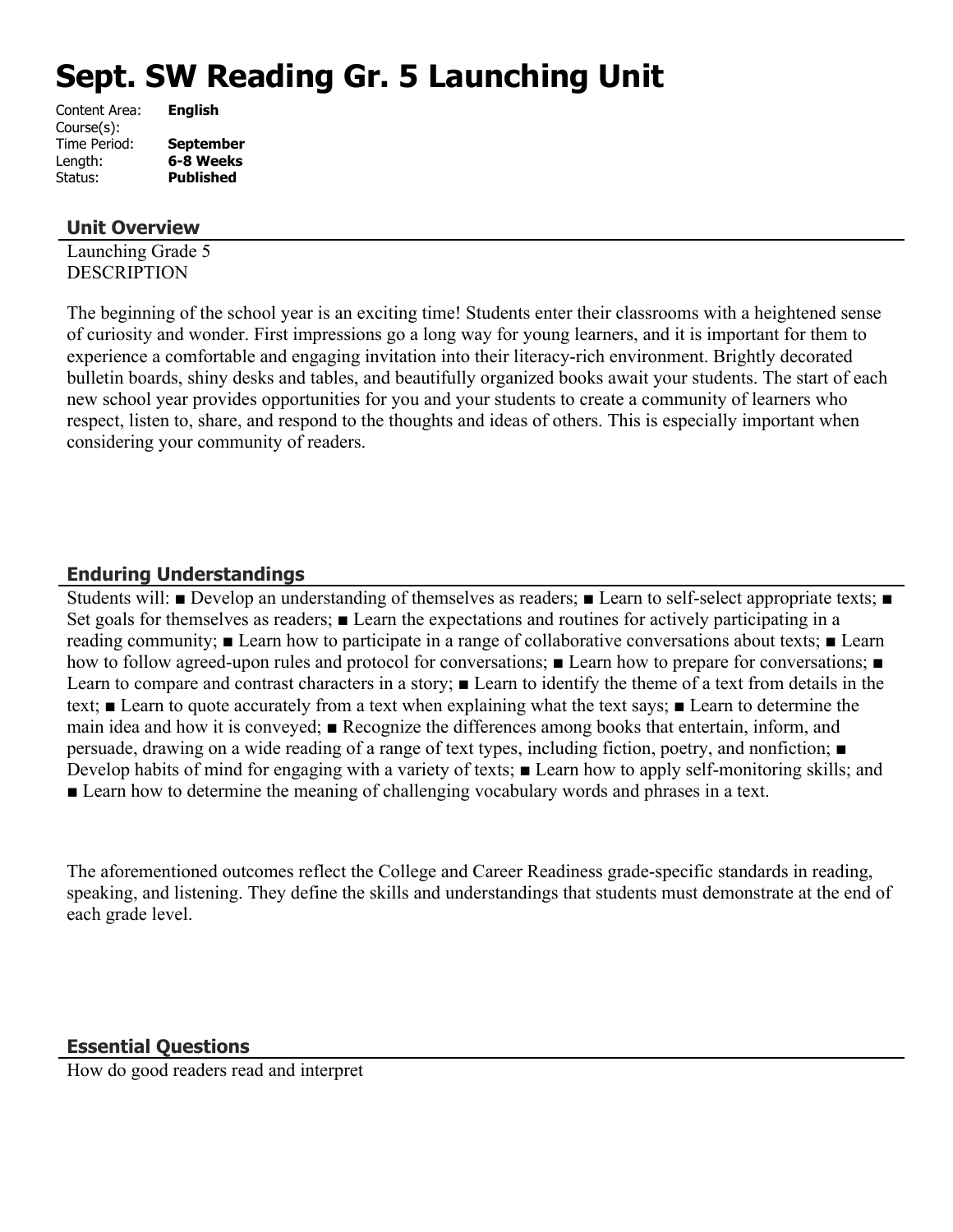# Sept. SW Reading Gr. 5 Launching Unit

Content Area: **English**
Course(s):
Time Period: **September**
Length: **6-8 Weeks**
Status: **Published**

## Unit Overview

Launching Grade 5
DESCRIPTION

The beginning of the school year is an exciting time! Students enter their classrooms with a heightened sense of curiosity and wonder. First impressions go a long way for young learners, and it is important for them to experience a comfortable and engaging invitation into their literacy-rich environment. Brightly decorated bulletin boards, shiny desks and tables, and beautifully organized books await your students. The start of each new school year provides opportunities for you and your students to create a community of learners who respect, listen to, share, and respond to the thoughts and ideas of others. This is especially important when considering your community of readers.

## Enduring Understandings

Students will: ■ Develop an understanding of themselves as readers; ■ Learn to self-select appropriate texts; ■ Set goals for themselves as readers; ■ Learn the expectations and routines for actively participating in a reading community; ■ Learn how to participate in a range of collaborative conversations about texts; ■ Learn how to follow agreed-upon rules and protocol for conversations; ■ Learn how to prepare for conversations; ■ Learn to compare and contrast characters in a story; ■ Learn to identify the theme of a text from details in the text; ■ Learn to quote accurately from a text when explaining what the text says; ■ Learn to determine the main idea and how it is conveyed; ■ Recognize the differences among books that entertain, inform, and persuade, drawing on a wide reading of a range of text types, including fiction, poetry, and nonfiction; ■ Develop habits of mind for engaging with a variety of texts; ■ Learn how to apply self-monitoring skills; and ■ Learn how to determine the meaning of challenging vocabulary words and phrases in a text.

The aforementioned outcomes reflect the College and Career Readiness grade-specific standards in reading, speaking, and listening. They define the skills and understandings that students must demonstrate at the end of each grade level.

## Essential Questions

How do good readers read and interpret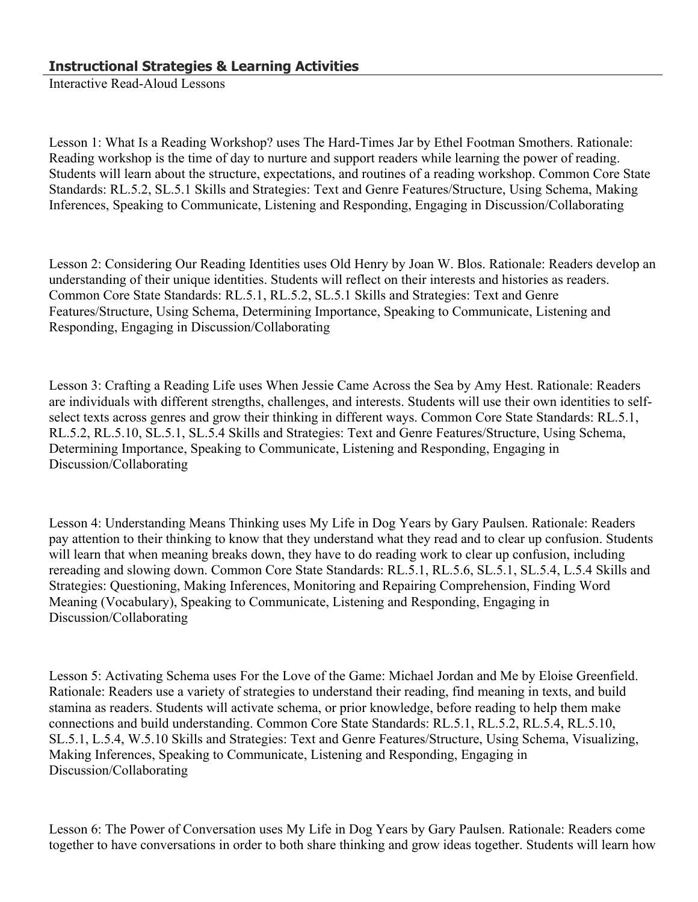### **Instructional Strategies & Learning Activities**

Interactive Read-Aloud Lessons

Lesson 1: What Is a Reading Workshop? uses The Hard-Times Jar by Ethel Footman Smothers. Rationale: Reading workshop is the time of day to nurture and support readers while learning the power of reading. Students will learn about the structure, expectations, and routines of a reading workshop. Common Core State Standards: RL.5.2, SL.5.1 Skills and Strategies: Text and Genre Features/Structure, Using Schema, Making Inferences, Speaking to Communicate, Listening and Responding, Engaging in Discussion/Collaborating

Lesson 2: Considering Our Reading Identities uses Old Henry by Joan W. Blos. Rationale: Readers develop an understanding of their unique identities. Students will reflect on their interests and histories as readers. Common Core State Standards: RL.5.1, RL.5.2, SL.5.1 Skills and Strategies: Text and Genre Features/Structure, Using Schema, Determining Importance, Speaking to Communicate, Listening and Responding, Engaging in Discussion/Collaborating

Lesson 3: Crafting a Reading Life uses When Jessie Came Across the Sea by Amy Hest. Rationale: Readers are individuals with different strengths, challenges, and interests. Students will use their own identities to self-select texts across genres and grow their thinking in different ways. Common Core State Standards: RL.5.1, RL.5.2, RL.5.10, SL.5.1, SL.5.4 Skills and Strategies: Text and Genre Features/Structure, Using Schema, Determining Importance, Speaking to Communicate, Listening and Responding, Engaging in Discussion/Collaborating

Lesson 4: Understanding Means Thinking uses My Life in Dog Years by Gary Paulsen. Rationale: Readers pay attention to their thinking to know that they understand what they read and to clear up confusion. Students will learn that when meaning breaks down, they have to do reading work to clear up confusion, including rereading and slowing down. Common Core State Standards: RL.5.1, RL.5.6, SL.5.1, SL.5.4, L.5.4 Skills and Strategies: Questioning, Making Inferences, Monitoring and Repairing Comprehension, Finding Word Meaning (Vocabulary), Speaking to Communicate, Listening and Responding, Engaging in Discussion/Collaborating

Lesson 5: Activating Schema uses For the Love of the Game: Michael Jordan and Me by Eloise Greenfield. Rationale: Readers use a variety of strategies to understand their reading, find meaning in texts, and build stamina as readers. Students will activate schema, or prior knowledge, before reading to help them make connections and build understanding. Common Core State Standards: RL.5.1, RL.5.2, RL.5.4, RL.5.10, SL.5.1, L.5.4, W.5.10 Skills and Strategies: Text and Genre Features/Structure, Using Schema, Visualizing, Making Inferences, Speaking to Communicate, Listening and Responding, Engaging in Discussion/Collaborating

Lesson 6: The Power of Conversation uses My Life in Dog Years by Gary Paulsen. Rationale: Readers come together to have conversations in order to both share thinking and grow ideas together. Students will learn how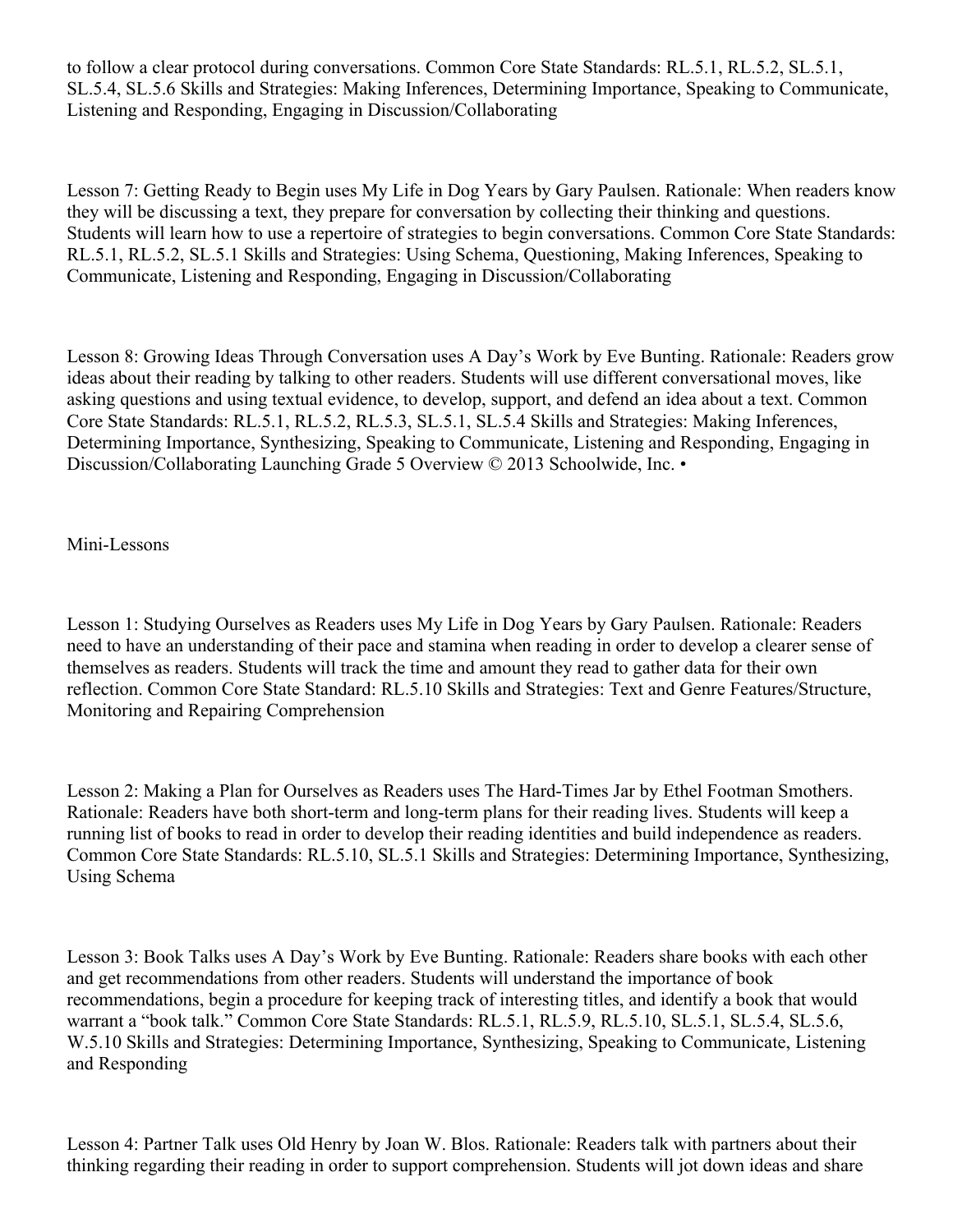to follow a clear protocol during conversations. Common Core State Standards: RL.5.1, RL.5.2, SL.5.1, SL.5.4, SL.5.6 Skills and Strategies: Making Inferences, Determining Importance, Speaking to Communicate, Listening and Responding, Engaging in Discussion/Collaborating

Lesson 7: Getting Ready to Begin uses My Life in Dog Years by Gary Paulsen. Rationale: When readers know they will be discussing a text, they prepare for conversation by collecting their thinking and questions. Students will learn how to use a repertoire of strategies to begin conversations. Common Core State Standards: RL.5.1, RL.5.2, SL.5.1 Skills and Strategies: Using Schema, Questioning, Making Inferences, Speaking to Communicate, Listening and Responding, Engaging in Discussion/Collaborating

Lesson 8: Growing Ideas Through Conversation uses A Day's Work by Eve Bunting. Rationale: Readers grow ideas about their reading by talking to other readers. Students will use different conversational moves, like asking questions and using textual evidence, to develop, support, and defend an idea about a text. Common Core State Standards: RL.5.1, RL.5.2, RL.5.3, SL.5.1, SL.5.4 Skills and Strategies: Making Inferences, Determining Importance, Synthesizing, Speaking to Communicate, Listening and Responding, Engaging in Discussion/Collaborating Launching Grade 5 Overview © 2013 Schoolwide, Inc. •

Mini-Lessons

Lesson 1: Studying Ourselves as Readers uses My Life in Dog Years by Gary Paulsen. Rationale: Readers need to have an understanding of their pace and stamina when reading in order to develop a clearer sense of themselves as readers. Students will track the time and amount they read to gather data for their own reflection. Common Core State Standard: RL.5.10 Skills and Strategies: Text and Genre Features/Structure, Monitoring and Repairing Comprehension

Lesson 2: Making a Plan for Ourselves as Readers uses The Hard-Times Jar by Ethel Footman Smothers. Rationale: Readers have both short-term and long-term plans for their reading lives. Students will keep a running list of books to read in order to develop their reading identities and build independence as readers. Common Core State Standards: RL.5.10, SL.5.1 Skills and Strategies: Determining Importance, Synthesizing, Using Schema

Lesson 3: Book Talks uses A Day's Work by Eve Bunting. Rationale: Readers share books with each other and get recommendations from other readers. Students will understand the importance of book recommendations, begin a procedure for keeping track of interesting titles, and identify a book that would warrant a "book talk." Common Core State Standards: RL.5.1, RL.5.9, RL.5.10, SL.5.1, SL.5.4, SL.5.6, W.5.10 Skills and Strategies: Determining Importance, Synthesizing, Speaking to Communicate, Listening and Responding

Lesson 4: Partner Talk uses Old Henry by Joan W. Blos. Rationale: Readers talk with partners about their thinking regarding their reading in order to support comprehension. Students will jot down ideas and share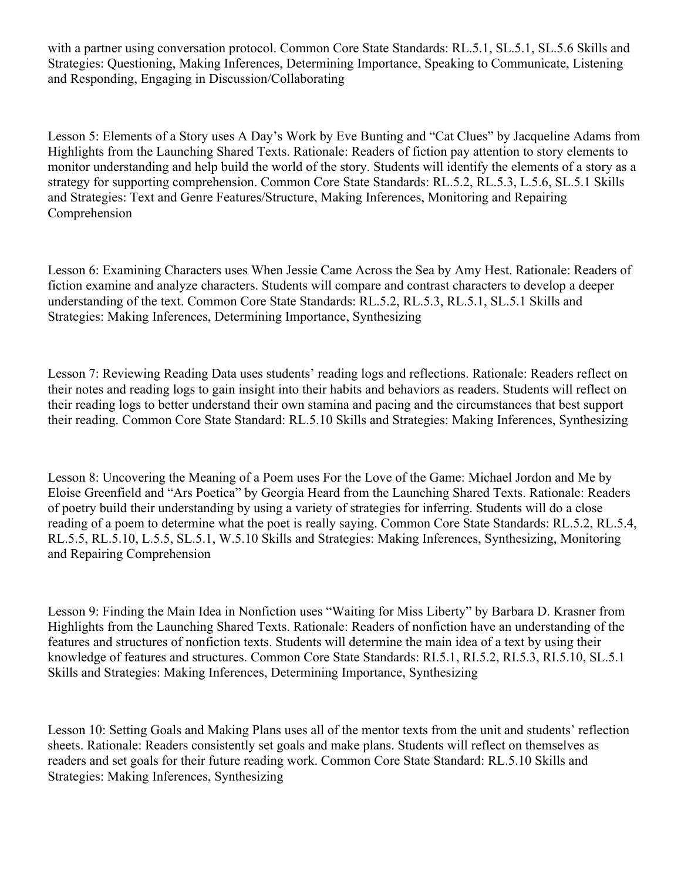with a partner using conversation protocol. Common Core State Standards: RL.5.1, SL.5.1, SL.5.6 Skills and Strategies: Questioning, Making Inferences, Determining Importance, Speaking to Communicate, Listening and Responding, Engaging in Discussion/Collaborating

Lesson 5: Elements of a Story uses A Day's Work by Eve Bunting and "Cat Clues" by Jacqueline Adams from Highlights from the Launching Shared Texts. Rationale: Readers of fiction pay attention to story elements to monitor understanding and help build the world of the story. Students will identify the elements of a story as a strategy for supporting comprehension. Common Core State Standards: RL.5.2, RL.5.3, L.5.6, SL.5.1 Skills and Strategies: Text and Genre Features/Structure, Making Inferences, Monitoring and Repairing Comprehension

Lesson 6: Examining Characters uses When Jessie Came Across the Sea by Amy Hest. Rationale: Readers of fiction examine and analyze characters. Students will compare and contrast characters to develop a deeper understanding of the text. Common Core State Standards: RL.5.2, RL.5.3, RL.5.1, SL.5.1 Skills and Strategies: Making Inferences, Determining Importance, Synthesizing

Lesson 7: Reviewing Reading Data uses students' reading logs and reflections. Rationale: Readers reflect on their notes and reading logs to gain insight into their habits and behaviors as readers. Students will reflect on their reading logs to better understand their own stamina and pacing and the circumstances that best support their reading. Common Core State Standard: RL.5.10 Skills and Strategies: Making Inferences, Synthesizing

Lesson 8: Uncovering the Meaning of a Poem uses For the Love of the Game: Michael Jordon and Me by Eloise Greenfield and "Ars Poetica" by Georgia Heard from the Launching Shared Texts. Rationale: Readers of poetry build their understanding by using a variety of strategies for inferring. Students will do a close reading of a poem to determine what the poet is really saying. Common Core State Standards: RL.5.2, RL.5.4, RL.5.5, RL.5.10, L.5.5, SL.5.1, W.5.10 Skills and Strategies: Making Inferences, Synthesizing, Monitoring and Repairing Comprehension

Lesson 9: Finding the Main Idea in Nonfiction uses "Waiting for Miss Liberty" by Barbara D. Krasner from Highlights from the Launching Shared Texts. Rationale: Readers of nonfiction have an understanding of the features and structures of nonfiction texts. Students will determine the main idea of a text by using their knowledge of features and structures. Common Core State Standards: RI.5.1, RI.5.2, RI.5.3, RI.5.10, SL.5.1 Skills and Strategies: Making Inferences, Determining Importance, Synthesizing

Lesson 10: Setting Goals and Making Plans uses all of the mentor texts from the unit and students' reflection sheets. Rationale: Readers consistently set goals and make plans. Students will reflect on themselves as readers and set goals for their future reading work. Common Core State Standard: RL.5.10 Skills and Strategies: Making Inferences, Synthesizing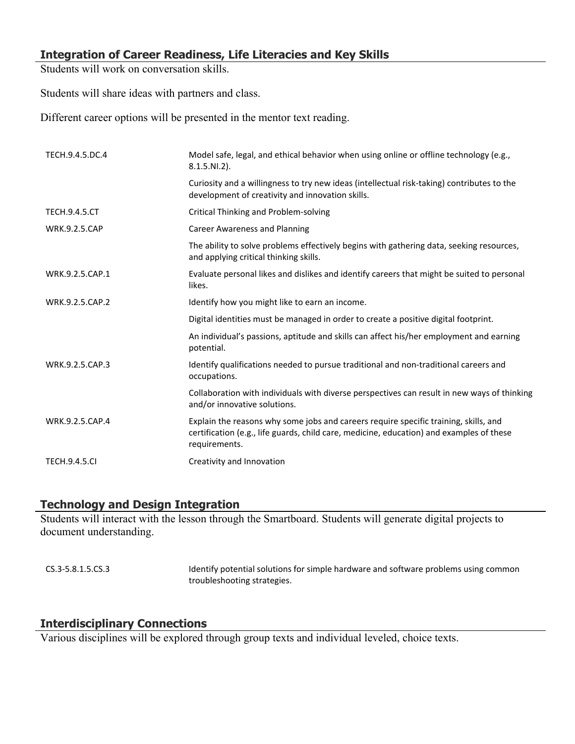### Integration of Career Readiness, Life Literacies and Key Skills

Students will work on conversation skills.

Students will share ideas with partners and class.

Different career options will be presented in the mentor text reading.

| | |
|---|---|
| TECH.9.4.5.DC.4 | Model safe, legal, and ethical behavior when using online or offline technology (e.g., 8.1.5.NI.2). |
| | Curiosity and a willingness to try new ideas (intellectual risk-taking) contributes to the development of creativity and innovation skills. |
| TECH.9.4.5.CT | Critical Thinking and Problem-solving |
| WRK.9.2.5.CAP | Career Awareness and Planning |
| | The ability to solve problems effectively begins with gathering data, seeking resources, and applying critical thinking skills. |
| WRK.9.2.5.CAP.1 | Evaluate personal likes and dislikes and identify careers that might be suited to personal likes. |
| WRK.9.2.5.CAP.2 | Identify how you might like to earn an income. |
| | Digital identities must be managed in order to create a positive digital footprint. |
| | An individual's passions, aptitude and skills can affect his/her employment and earning potential. |
| WRK.9.2.5.CAP.3 | Identify qualifications needed to pursue traditional and non-traditional careers and occupations. |
| | Collaboration with individuals with diverse perspectives can result in new ways of thinking and/or innovative solutions. |
| WRK.9.2.5.CAP.4 | Explain the reasons why some jobs and careers require specific training, skills, and certification (e.g., life guards, child care, medicine, education) and examples of these requirements. |
| TECH.9.4.5.CI | Creativity and Innovation |

### Technology and Design Integration

Students will interact with the lesson through the Smartboard. Students will generate digital projects to document understanding.

| | |
|---|---|
| CS.3-5.8.1.5.CS.3 | Identify potential solutions for simple hardware and software problems using common troubleshooting strategies. |

### Interdisciplinary Connections

Various disciplines will be explored through group texts and individual leveled, choice texts.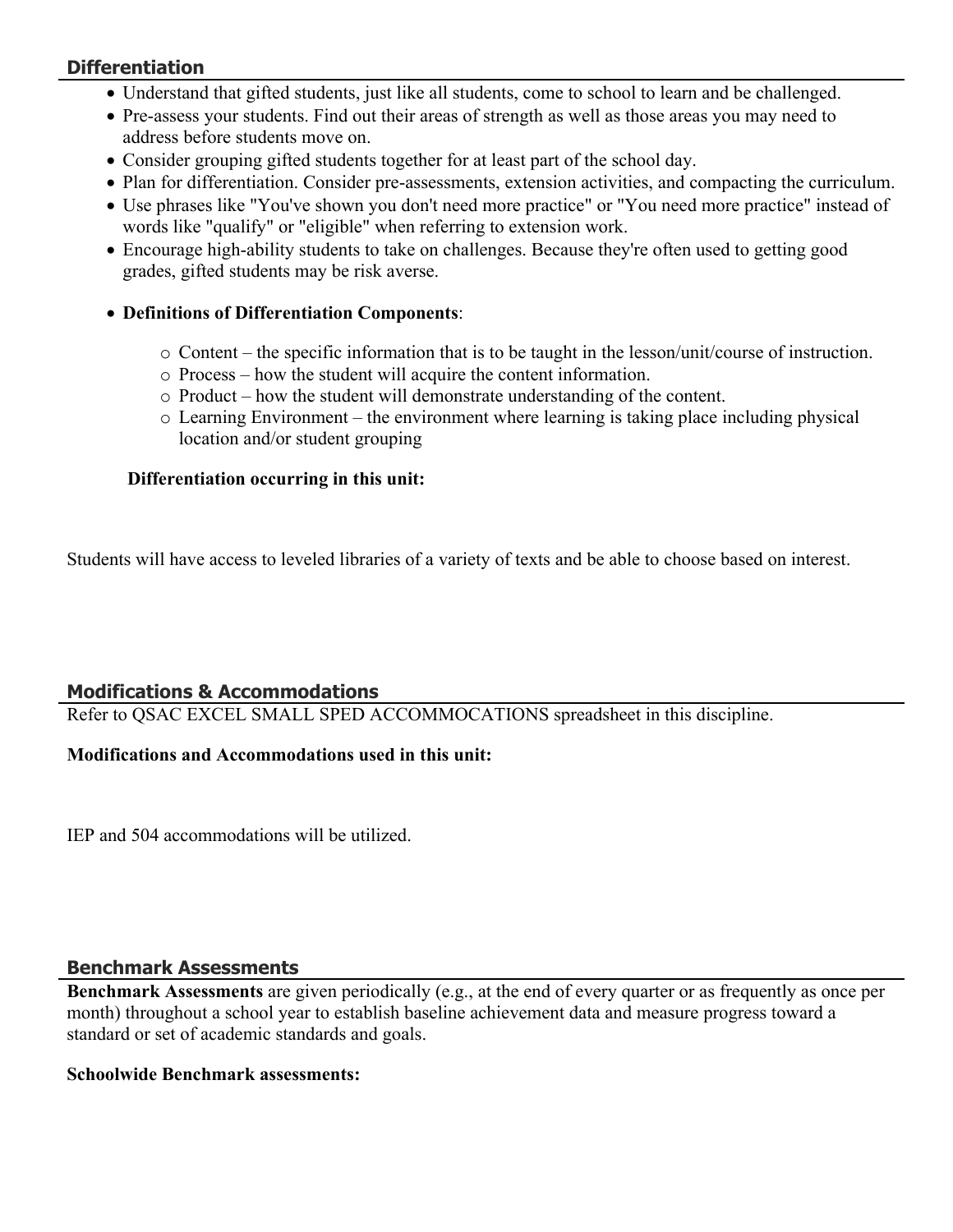## Differentiation

- Understand that gifted students, just like all students, come to school to learn and be challenged.
- Pre-assess your students. Find out their areas of strength as well as those areas you may need to address before students move on.
- Consider grouping gifted students together for at least part of the school day.
- Plan for differentiation. Consider pre-assessments, extension activities, and compacting the curriculum.
- Use phrases like "You've shown you don't need more practice" or "You need more practice" instead of words like "qualify" or "eligible" when referring to extension work.
- Encourage high-ability students to take on challenges. Because they're often used to getting good grades, gifted students may be risk averse.
- **Definitions of Differentiation Components**:
    - Content – the specific information that is to be taught in the lesson/unit/course of instruction.
    - Process – how the student will acquire the content information.
    - Product – how the student will demonstrate understanding of the content.
    - Learning Environment – the environment where learning is taking place including physical location and/or student grouping

**Differentiation occurring in this unit:**

Students will have access to leveled libraries of a variety of texts and be able to choose based on interest.

## Modifications & Accommodations

Refer to QSAC EXCEL SMALL SPED ACCOMMOCATIONS spreadsheet in this discipline.

**Modifications and Accommodations used in this unit:**

IEP and 504 accommodations will be utilized.

## Benchmark Assessments

**Benchmark Assessments** are given periodically (e.g., at the end of every quarter or as frequently as once per month) throughout a school year to establish baseline achievement data and measure progress toward a standard or set of academic standards and goals.

**Schoolwide Benchmark assessments:**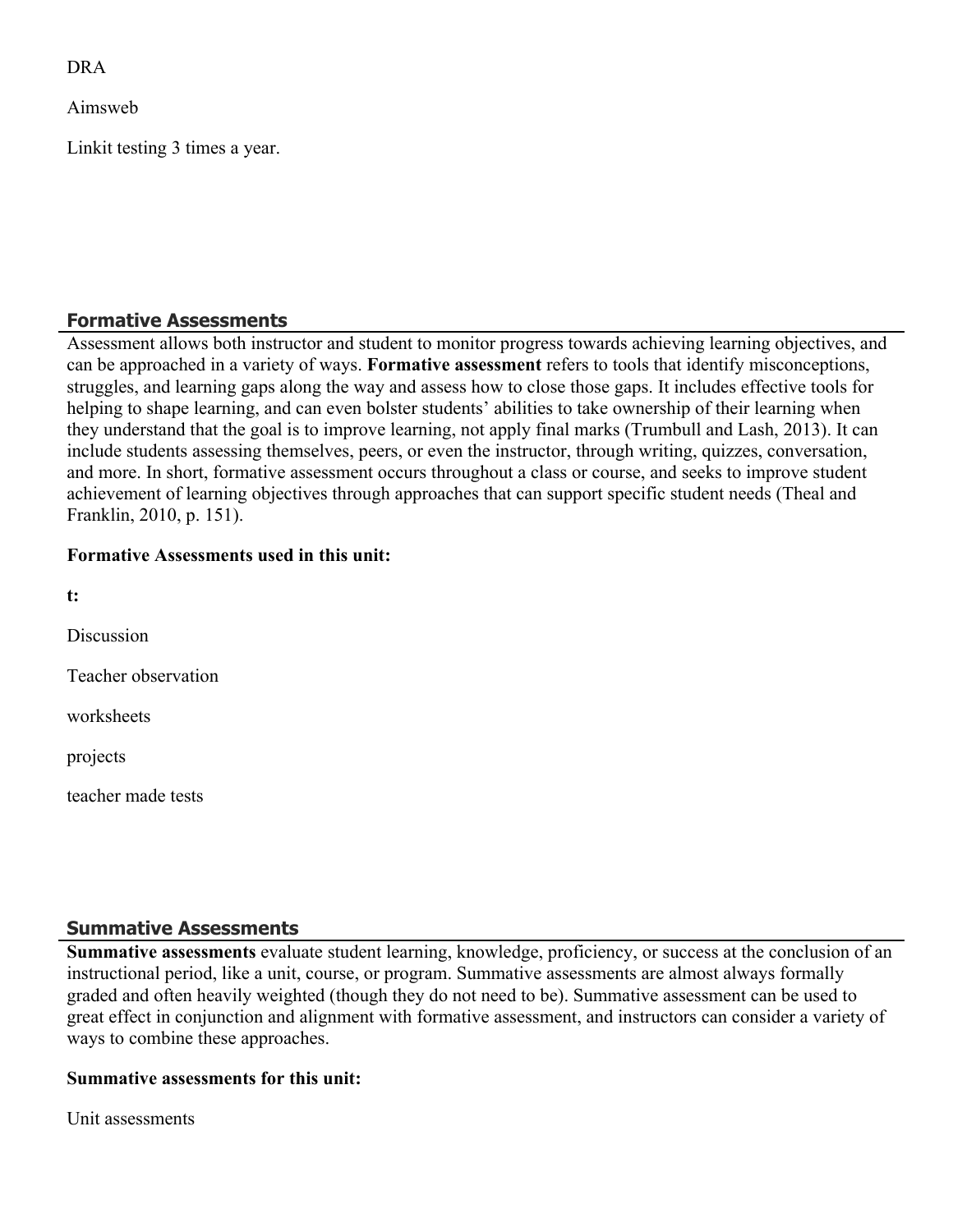DRA

Aimsweb

Linkit testing 3 times a year.

## Formative Assessments

Assessment allows both instructor and student to monitor progress towards achieving learning objectives, and can be approached in a variety of ways. **Formative assessment** refers to tools that identify misconceptions, struggles, and learning gaps along the way and assess how to close those gaps. It includes effective tools for helping to shape learning, and can even bolster students' abilities to take ownership of their learning when they understand that the goal is to improve learning, not apply final marks (Trumbull and Lash, 2013). It can include students assessing themselves, peers, or even the instructor, through writing, quizzes, conversation, and more. In short, formative assessment occurs throughout a class or course, and seeks to improve student achievement of learning objectives through approaches that can support specific student needs (Theal and Franklin, 2010, p. 151).

**Formative Assessments used in this unit:**

**t:**

Discussion

Teacher observation

worksheets

projects

teacher made tests

## Summative Assessments

**Summative assessments** evaluate student learning, knowledge, proficiency, or success at the conclusion of an instructional period, like a unit, course, or program. Summative assessments are almost always formally graded and often heavily weighted (though they do not need to be). Summative assessment can be used to great effect in conjunction and alignment with formative assessment, and instructors can consider a variety of ways to combine these approaches.

**Summative assessments for this unit:**

Unit assessments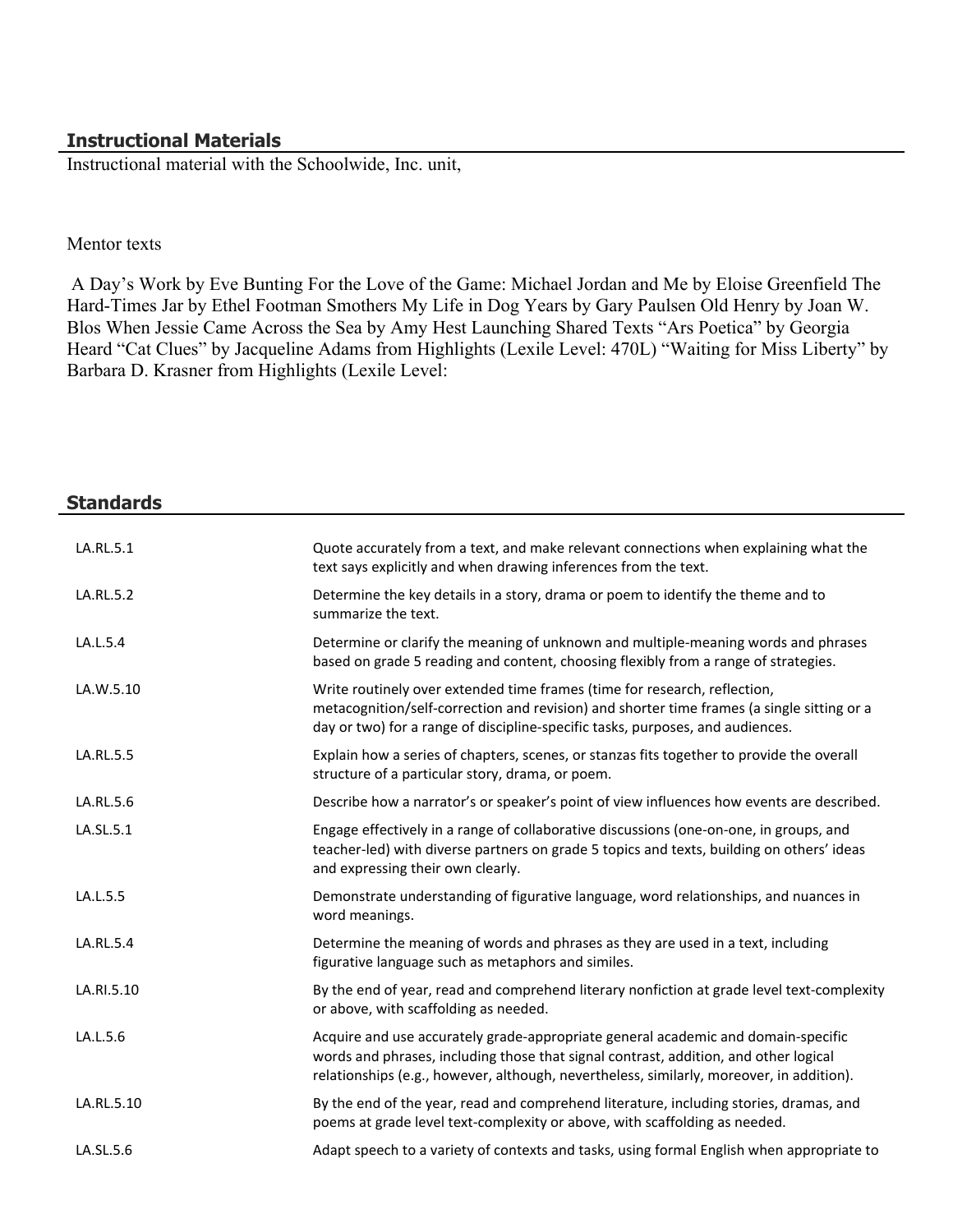## Instructional Materials

Instructional material with the Schoolwide, Inc. unit,

Mentor texts

A Day's Work by Eve Bunting For the Love of the Game: Michael Jordan and Me by Eloise Greenfield The Hard-Times Jar by Ethel Footman Smothers My Life in Dog Years by Gary Paulsen Old Henry by Joan W. Blos When Jessie Came Across the Sea by Amy Hest Launching Shared Texts "Ars Poetica" by Georgia Heard "Cat Clues" by Jacqueline Adams from Highlights (Lexile Level: 470L) "Waiting for Miss Liberty" by Barbara D. Krasner from Highlights (Lexile Level:

## Standards

| | |
|---|---|
| LA.RL.5.1 | Quote accurately from a text, and make relevant connections when explaining what the text says explicitly and when drawing inferences from the text. |
| LA.RL.5.2 | Determine the key details in a story, drama or poem to identify the theme and to summarize the text. |
| LA.L.5.4 | Determine or clarify the meaning of unknown and multiple-meaning words and phrases based on grade 5 reading and content, choosing flexibly from a range of strategies. |
| LA.W.5.10 | Write routinely over extended time frames (time for research, reflection, metacognition/self-correction and revision) and shorter time frames (a single sitting or a day or two) for a range of discipline-specific tasks, purposes, and audiences. |
| LA.RL.5.5 | Explain how a series of chapters, scenes, or stanzas fits together to provide the overall structure of a particular story, drama, or poem. |
| LA.RL.5.6 | Describe how a narrator's or speaker's point of view influences how events are described. |
| LA.SL.5.1 | Engage effectively in a range of collaborative discussions (one-on-one, in groups, and teacher-led) with diverse partners on grade 5 topics and texts, building on others' ideas and expressing their own clearly. |
| LA.L.5.5 | Demonstrate understanding of figurative language, word relationships, and nuances in word meanings. |
| LA.RL.5.4 | Determine the meaning of words and phrases as they are used in a text, including figurative language such as metaphors and similes. |
| LA.RI.5.10 | By the end of year, read and comprehend literary nonfiction at grade level text-complexity or above, with scaffolding as needed. |
| LA.L.5.6 | Acquire and use accurately grade-appropriate general academic and domain-specific words and phrases, including those that signal contrast, addition, and other logical relationships (e.g., however, although, nevertheless, similarly, moreover, in addition). |
| LA.RL.5.10 | By the end of the year, read and comprehend literature, including stories, dramas, and poems at grade level text-complexity or above, with scaffolding as needed. |
| LA.SL.5.6 | Adapt speech to a variety of contexts and tasks, using formal English when appropriate to |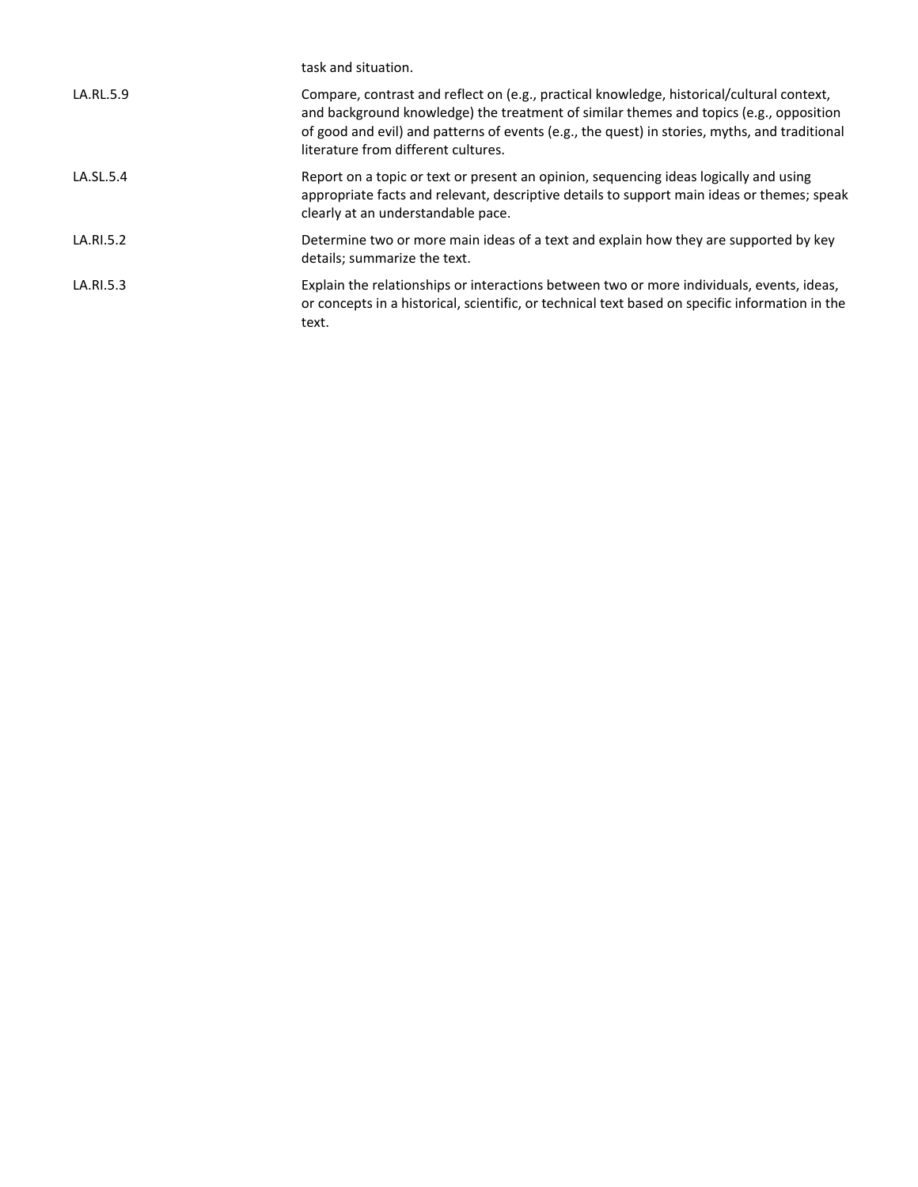| | |
|---|---|
| | task and situation. |
| LA.RL.5.9 | Compare, contrast and reflect on (e.g., practical knowledge, historical/cultural context, and background knowledge) the treatment of similar themes and topics (e.g., opposition of good and evil) and patterns of events (e.g., the quest) in stories, myths, and traditional literature from different cultures. |
| LA.SL.5.4 | Report on a topic or text or present an opinion, sequencing ideas logically and using appropriate facts and relevant, descriptive details to support main ideas or themes; speak clearly at an understandable pace. |
| LA.RI.5.2 | Determine two or more main ideas of a text and explain how they are supported by key details; summarize the text. |
| LA.RI.5.3 | Explain the relationships or interactions between two or more individuals, events, ideas, or concepts in a historical, scientific, or technical text based on specific information in the text. |